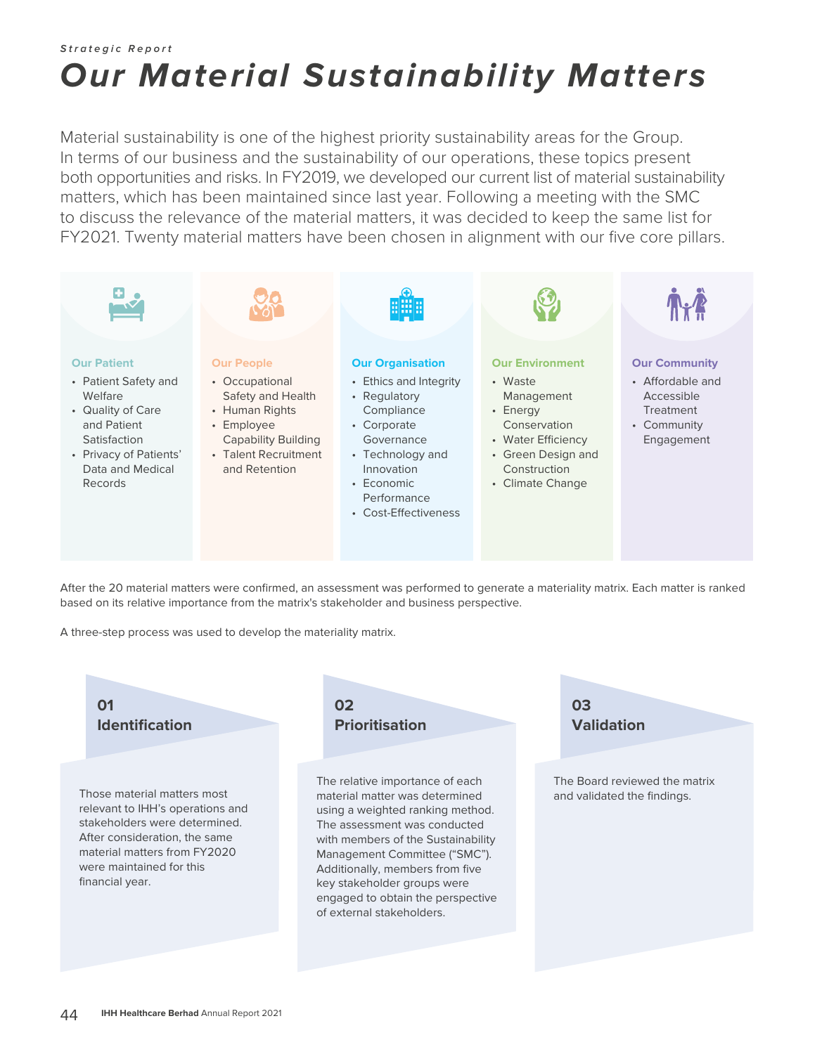*Strategic Report*

# Our Material Sustainability Matters

Material sustainability is one of the highest priority sustainability areas for the Group. In terms of our business and the sustainability of our operations, these topics present both opportunities and risks. In FY2019, we developed our current list of material sustainability matters, which has been maintained since last year. Following a meeting with the SMC to discuss the relevance of the material matters, it was decided to keep the same list for FY2021. Twenty material matters have been chosen in alignment with our five core pillars.

### Our Patient

- Patient Safety and Welfare
- Quality of Care and Patient Satisfaction
- Privacy of Patients' Data and Medical Records

### Our People

- Occupational Safety and Health
- Human Rights
- Employee Capability Building
- Talent Recruitment and Retention

### Our Organisation

- Ethics and Integrity
- Regulatory Compliance
- Corporate Governance
- Technology and Innovation
- Economic Performance
- Cost-Effectiveness

### Our Environment

- Waste Management
- Energy Conservation
- Water Efficiency
- Green Design and Construction
- Climate Change

### Our Community

- Affordable and Accessible Treatment
- Community Engagement

After the 20 material matters were confirmed, an assessment was performed to generate a materiality matrix. Each matter is ranked based on its relative importance from the matrix's stakeholder and business perspective.

A three-step process was used to develop the materiality matrix.

### 01 Identification

Those material matters most relevant to IHH's operations and stakeholders were determined. After consideration, the same material matters from FY2020 were maintained for this financial year.

### 02 Prioritisation

The relative importance of each material matter was determined using a weighted ranking method. The assessment was conducted with members of the Sustainability Management Committee ("SMC"). Additionally, members from five key stakeholder groups were engaged to obtain the perspective of external stakeholders.

### 03 Validation

The Board reviewed the matrix and validated the findings.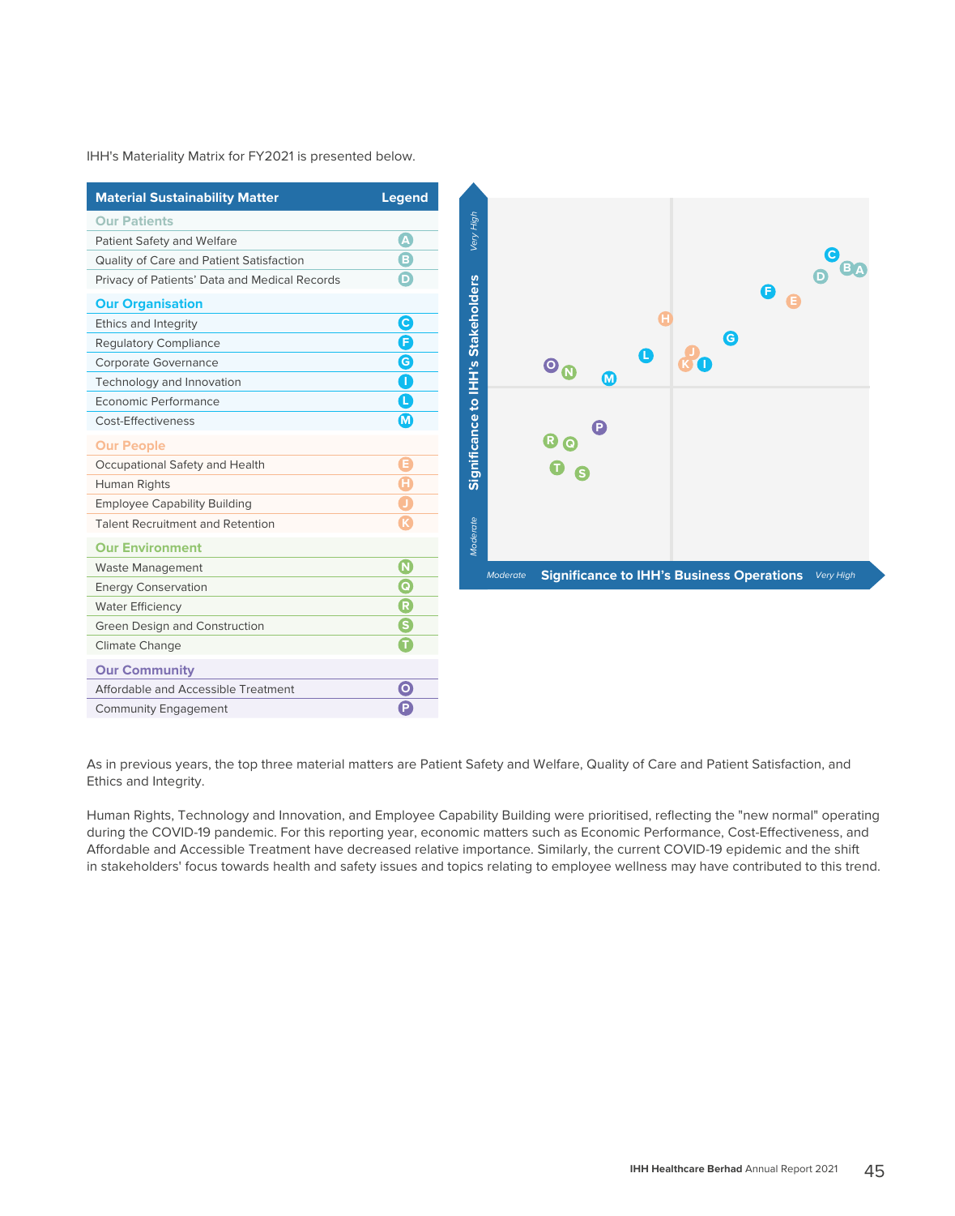IHH's Materiality Matrix for FY2021 is presented below.

| Material Sustainability Matter | Legend |
|---|---|
| **Our Patients** | |
| Patient Safety and Welfare | A |
| Quality of Care and Patient Satisfaction | B |
| Privacy of Patients' Data and Medical Records | D |
| **Our Organisation** | |
| Ethics and Integrity | C |
| Regulatory Compliance | F |
| Corporate Governance | G |
| Technology and Innovation | I |
| Economic Performance | L |
| Cost-Effectiveness | M |
| **Our People** | |
| Occupational Safety and Health | E |
| Human Rights | H |
| Employee Capability Building | J |
| Talent Recruitment and Retention | K |
| **Our Environment** | |
| Waste Management | N |
| Energy Conservation | Q |
| Water Efficiency | R |
| Green Design and Construction | S |
| Climate Change | T |
| **Our Community** | |
| Affordable and Accessible Treatment | O |
| Community Engagement | P |

Significance to IHH's Stakeholders (Moderate – Very High)

Significance to IHH's Business Operations (Moderate – Very High)

As in previous years, the top three material matters are Patient Safety and Welfare, Quality of Care and Patient Satisfaction, and Ethics and Integrity.

Human Rights, Technology and Innovation, and Employee Capability Building were prioritised, reflecting the "new normal" operating during the COVID-19 pandemic. For this reporting year, economic matters such as Economic Performance, Cost-Effectiveness, and Affordable and Accessible Treatment have decreased relative importance. Similarly, the current COVID-19 epidemic and the shift in stakeholders' focus towards health and safety issues and topics relating to employee wellness may have contributed to this trend.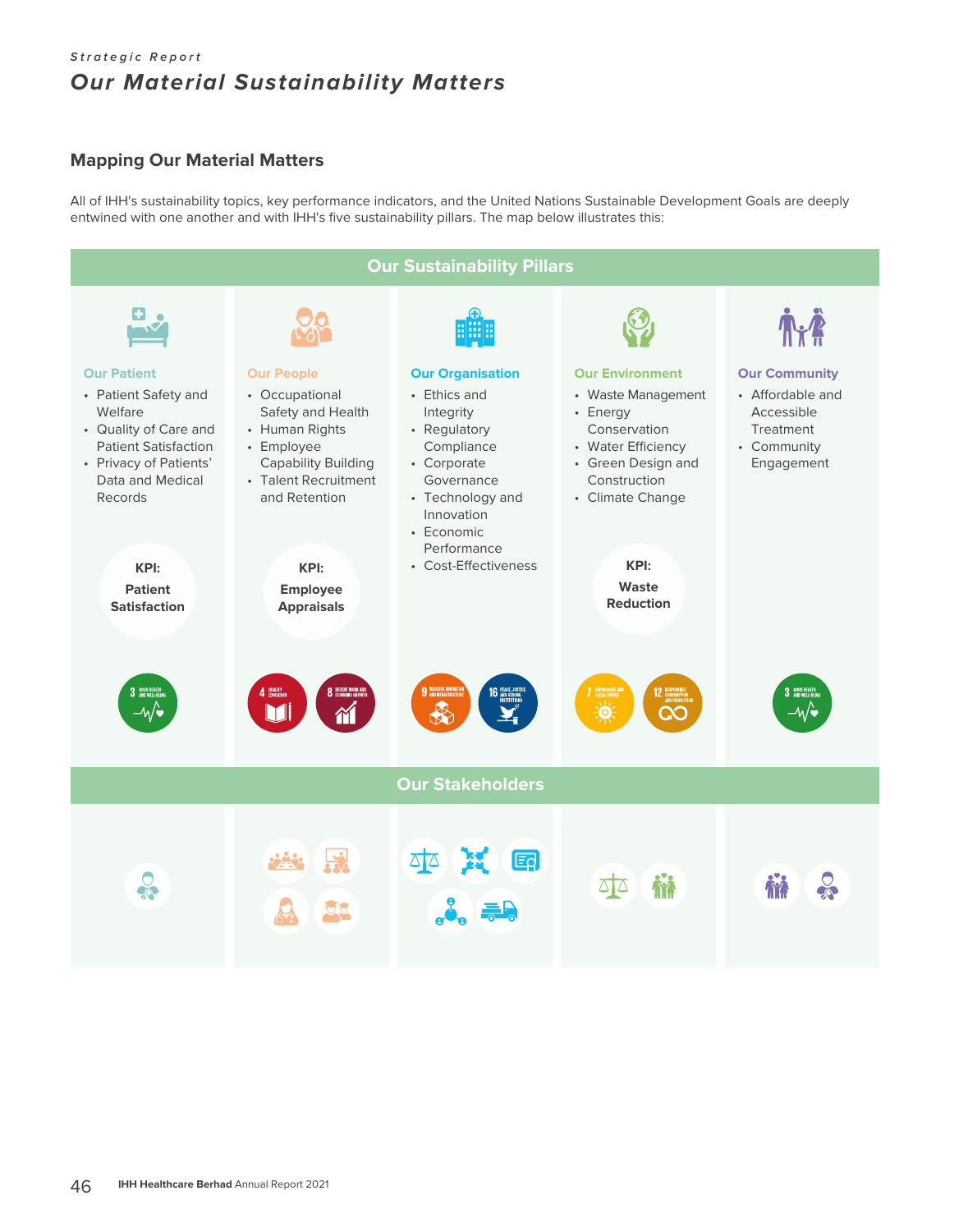*Strategic Report*

# *Our Material Sustainability Matters*

## Mapping Our Material Matters

All of IHH's sustainability topics, key performance indicators, and the United Nations Sustainable Development Goals are deeply entwined with one another and with IHH's five sustainability pillars. The map below illustrates this:

### Our Sustainability Pillars

**Our Patient**

- Patient Safety and Welfare
- Quality of Care and Patient Satisfaction
- Privacy of Patients' Data and Medical Records

**KPI:** Patient Satisfaction

**Our People**

- Occupational Safety and Health
- Human Rights
- Employee Capability Building
- Talent Recruitment and Retention

**KPI:** Employee Appraisals

**Our Organisation**

- Ethics and Integrity
- Regulatory Compliance
- Corporate Governance
- Technology and Innovation
- Economic Performance
- Cost-Effectiveness

**Our Environment**

- Waste Management
- Energy Conservation
- Water Efficiency
- Green Design and Construction
- Climate Change

**KPI:** Waste Reduction

**Our Community**

- Affordable and Accessible Treatment
- Community Engagement

### Our Stakeholders